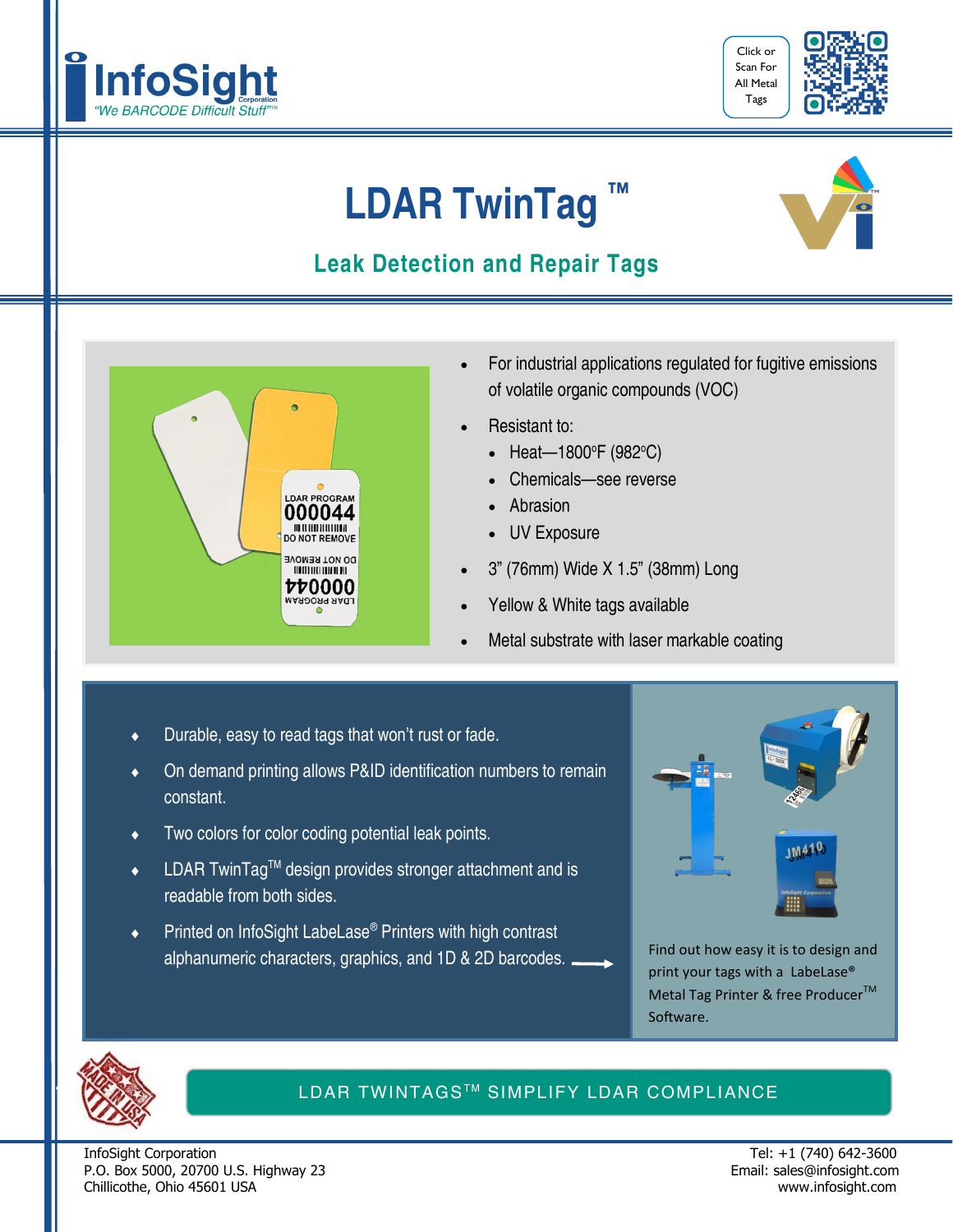**InfoSight** Corporation
*"We BARCODE Difficult Stuff"™*

Click or Scan For All Metal Tags

# LDAR TwinTag ™

## Leak Detection and Repair Tags

- For industrial applications regulated for fugitive emissions of volatile organic compounds (VOC)
- Resistant to:
  - Heat—1800°F (982°C)
  - Chemicals—see reverse
  - Abrasion
  - UV Exposure
- 3" (76mm) Wide X 1.5" (38mm) Long
- Yellow & White tags available
- Metal substrate with laser markable coating

- Durable, easy to read tags that won't rust or fade.
- On demand printing allows P&ID identification numbers to remain constant.
- Two colors for color coding potential leak points.
- LDAR TwinTag™ design provides stronger attachment and is readable from both sides.
- Printed on InfoSight LabeLase® Printers with high contrast alphanumeric characters, graphics, and 1D & 2D barcodes.

Find out how easy it is to design and print your tags with a LabeLase® Metal Tag Printer & free Producer™ Software.

**LDAR TWINTAGS™ SIMPLIFY LDAR COMPLIANCE**

InfoSight Corporation
P.O. Box 5000, 20700 U.S. Highway 23
Chillicothe, Ohio 45601 USA

Tel: +1 (740) 642-3600
Email: sales@infosight.com
www.infosight.com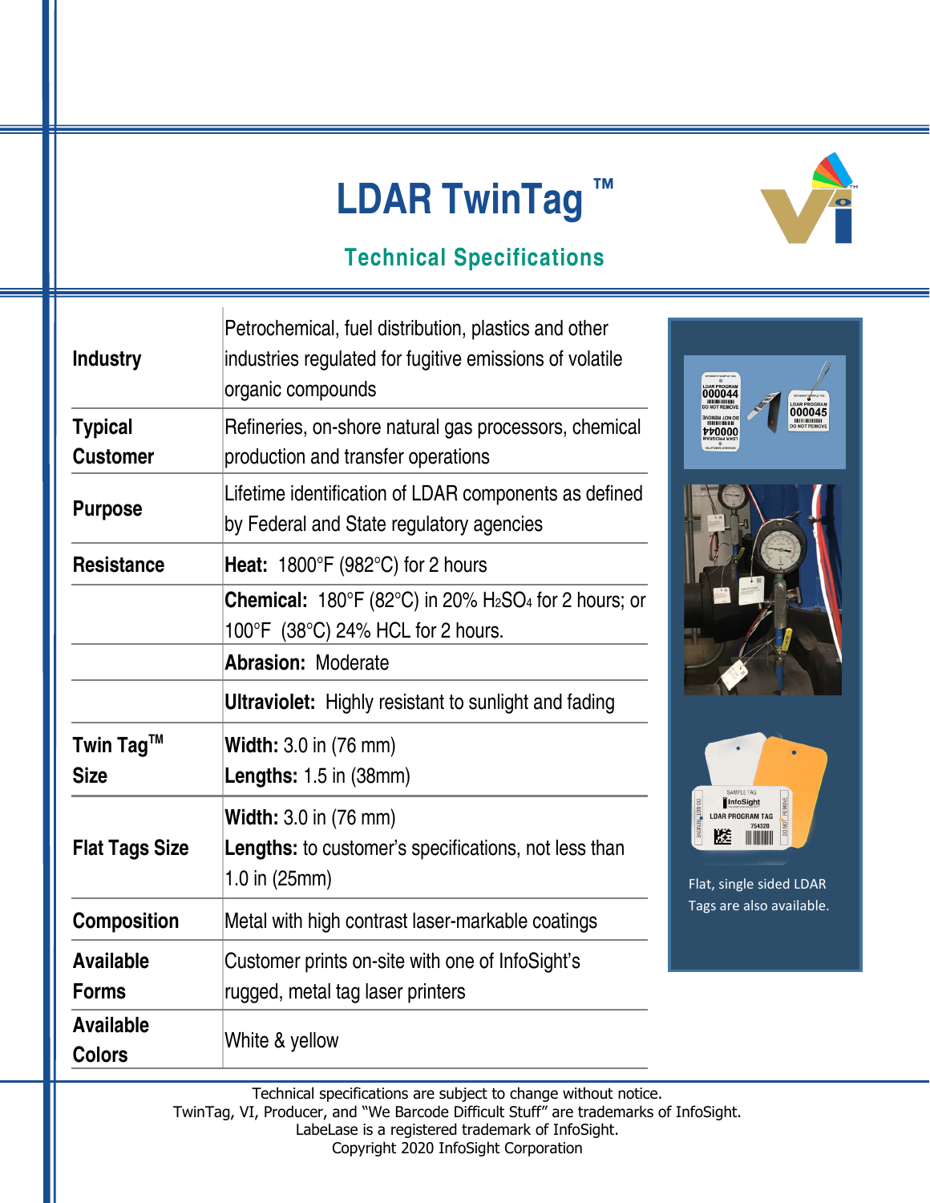# LDAR TwinTag ™

## Technical Specifications

| | |
|---|---|
| **Industry** | Petrochemical, fuel distribution, plastics and other industries regulated for fugitive emissions of volatile organic compounds |
| **Typical Customer** | Refineries, on-shore natural gas processors, chemical production and transfer operations |
| **Purpose** | Lifetime identification of LDAR components as defined by Federal and State regulatory agencies |
| **Resistance** | **Heat:** 1800°F (982°C) for 2 hours |
| | **Chemical:** 180°F (82°C) in 20% $H_2SO_4$ for 2 hours; or 100°F (38°C) 24% HCL for 2 hours. |
| | **Abrasion:** Moderate |
| | **Ultraviolet:** Highly resistant to sunlight and fading |
| **Twin Tag™ Size** | **Width:** 3.0 in (76 mm)<br>**Lengths:** 1.5 in (38mm) |
| **Flat Tags Size** | **Width:** 3.0 in (76 mm)<br>**Lengths:** to customer's specifications, not less than 1.0 in (25mm) |
| **Composition** | Metal with high contrast laser-markable coatings |
| **Available Forms** | Customer prints on-site with one of InfoSight's rugged, metal tag laser printers |
| **Available Colors** | White & yellow |

Flat, single sided LDAR Tags are also available.

Technical specifications are subject to change without notice.
TwinTag, VI, Producer, and "We Barcode Difficult Stuff" are trademarks of InfoSight.
LabeLase is a registered trademark of InfoSight.
Copyright 2020 InfoSight Corporation